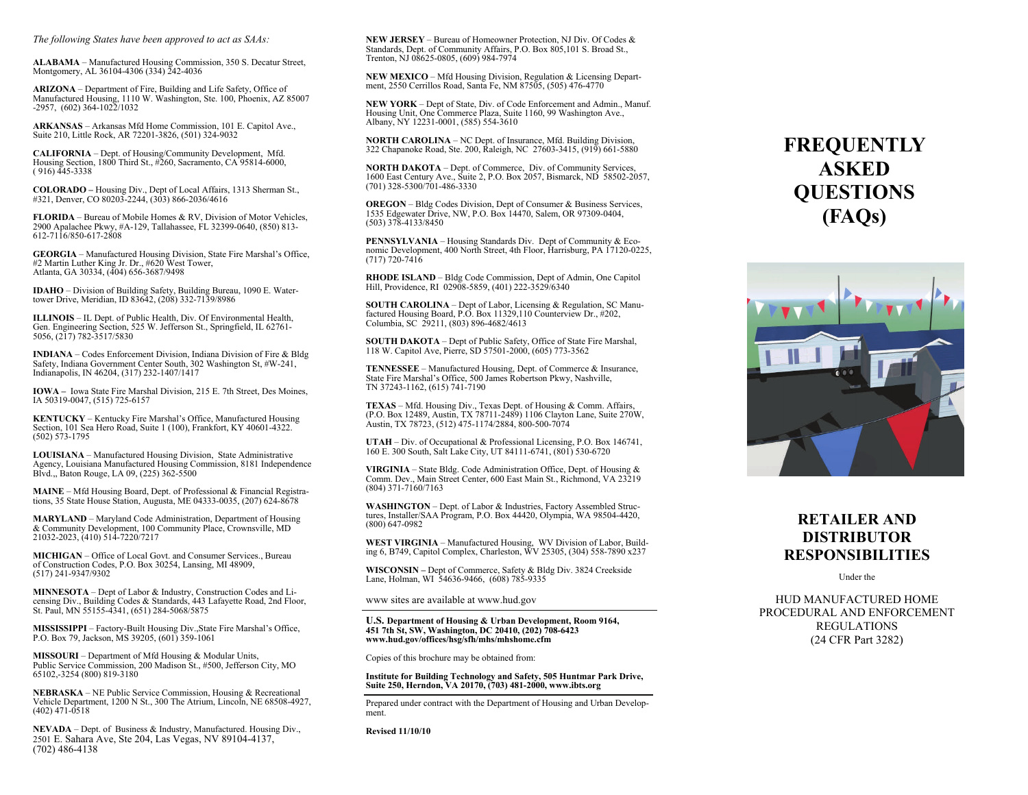*The following States have been approved to act as SAAs:*

**ALABAMA** – Manufactured Housing Commission, 350 S. Decatur Street, Montgomery, AL 36104-4306 (334) 242-4036

**ARIZONA** – Department of Fire, Building and Life Safety, Office of Manufactured Housing, 1110 W. Washington, Ste. 100, Phoenix, AZ 85007 -2957, (602) 364-1022/1032

**ARKANSAS** – Arkansas Mfd Home Commission, 101 E. Capitol Ave., Suite 210, Little Rock, AR 72201-3826, (501) 324-9032

**CALIFORNIA** – Dept. of Housing/Community Development, Mfd. Housing Section, 1800 Third St., #260, Sacramento, CA 95814-6000, ( 916) 445-3338

**COLORADO –** Housing Div., Dept of Local Affairs, 1313 Sherman St., #321, Denver, CO 80203-2244, (303) 866-2036/4616

**FLORIDA** – Bureau of Mobile Homes & RV, Division of Motor Vehicles, 2900 Apalachee Pkwy, #A-129, Tallahassee, FL 32399-0640, (850) 813-612-7116/850-617-2808

**GEORGIA** – Manufactured Housing Division, State Fire Marshal's Office, #2 Martin Luther King Jr. Dr., #620 West Tower, Atlanta, GA 30334, (404) 656-3687/9498

**IDAHO** – Division of Building Safety, Building Bureau, 1090 E. Watertower Drive, Meridian, ID 83642, (208) 332-7139/8986

**ILLINOIS** – IL Dept. of Public Health, Div. Of Environmental Health, Gen. Engineering Section, 525 W. Jefferson St., Springfield, IL 62761-5056, (217) 782-3517/5830

**INDIANA** – Codes Enforcement Division, Indiana Division of Fire & Bldg Safety, Indiana Government Center South, 302 Washington St, #W-241, Indianapolis, IN 46204, (317) 232-1407/1417

**IOWA –** Iowa State Fire Marshal Division, 215 E. 7th Street, Des Moines, IA 50319-0047, (515) 725-6157

**KENTUCKY** – Kentucky Fire Marshal's Office, Manufactured Housing Section, 101 Sea Hero Road, Suite 1 (100), Frankfort, KY 40601-4322. (502) 573-1795

**LOUISIANA** – Manufactured Housing Division, State Administrative Agency, Louisiana Manufactured Housing Commission, 8181 Independence Blvd.,, Baton Rouge, LA 09, (225) 362-5500

**MAINE** – Mfd Housing Board, Dept. of Professional & Financial Registrations, 35 State House Station, Augusta, ME 04333-0035, (207) 624-8678

**MARYLAND** – Maryland Code Administration, Department of Housing & Community Development, 100 Community Place, Crownsville, MD 21032-2023, (410) 514-7220/7217

**MICHIGAN** – Office of Local Govt. and Consumer Services., Bureau of Construction Codes, P.O. Box 30254, Lansing, MI 48909, (517) 241-9347/9302

**MINNESOTA** – Dept of Labor & Industry, Construction Codes and Licensing Div., Building Codes & Standards, 443 Lafayette Road, 2nd Floor, St. Paul, MN 55155-4341, (651) 284-5068/5875

**MISSISSIPPI** – Factory-Built Housing Div.,State Fire Marshal's Office, P.O. Box 79, Jackson, MS 39205, (601) 359-1061

**MISSOURI** – Department of Mfd Housing & Modular Units, Public Service Commission, 200 Madison St., #500, Jefferson City, MO 65102,-3254 (800) 819-3180

**NEBRASKA** – NE Public Service Commission, Housing & Recreational Vehicle Department, 1200 N St., 300 The Atrium, Lincoln, NE 68508-4927, (402) 471-0518

**NEVADA** – Dept. of Business & Industry, Manufactured. Housing Div., 2501 E. Sahara Ave, Ste 204, Las Vegas, NV 89104-4137, (702) 486-4138

**NEW JERSEY** – Bureau of Homeowner Protection, NJ Div. Of Codes & Standards, Dept. of Community Affairs, P.O. Box 805,101 S. Broad St., Trenton, NJ 08625-0805, (609) 984-7974

**NEW MEXICO** – Mfd Housing Division, Regulation & Licensing Department, 2550 Cerrillos Road, Santa Fe, NM 87505, (505) 476-4770

**NEW YORK** – Dept of State, Div. of Code Enforcement and Admin., Manuf. Housing Unit, One Commerce Plaza, Suite 1160, 99 Washington Ave., Albany, NY 12231-0001, (585) 554-3610

**NORTH CAROLINA** – NC Dept. of Insurance, Mfd. Building Division, 322 Chapanoke Road, Ste. 200, Raleigh, NC 27603-3415, (919) 661-5880

**NORTH DAKOTA** – Dept. of Commerce, Div. of Community Services, 1600 East Century Ave., Suite 2, P.O. Box 2057, Bismarck, ND 58502-2057, (701) 328-5300/701-486-3330

**OREGON** – Bldg Codes Division, Dept of Consumer & Business Services, 1535 Edgewater Drive, NW, P.O. Box 14470, Salem, OR 97309-0404, (503) 378-4133/8450

**PENNSYLVANIA** – Housing Standards Div. Dept of Community & Economic Development, 400 North Street, 4th Floor, Harrisburg, PA 17120-0225, (717) 720-7416

**RHODE ISLAND** – Bldg Code Commission, Dept of Admin, One Capitol Hill, Providence, RI 02908-5859, (401) 222-3529/6340

**SOUTH CAROLINA** – Dept of Labor, Licensing & Regulation, SC Manufactured Housing Board, P.O. Box 11329,110 Counterview Dr., #202, Columbia, SC 29211, (803) 896-4682/4613

**SOUTH DAKOTA** – Dept of Public Safety, Office of State Fire Marshal, 118 W. Capitol Ave, Pierre, SD 57501-2000, (605) 773-3562

**TENNESSEE** – Manufactured Housing, Dept. of Commerce & Insurance, State Fire Marshal's Office, 500 James Robertson Pkwy, Nashville, TN 37243-1162, (615) 741-7190

**TEXAS** – Mfd. Housing Div., Texas Dept. of Housing & Comm. Affairs, (P.O. Box 12489, Austin, TX 78711-2489) 1106 Clayton Lane, Suite 270W, Austin, TX 78723, (512) 475-1174/2884, 800-500-7074

**UTAH** – Div. of Occupational & Professional Licensing, P.O. Box 146741, 160 E. 300 South, Salt Lake City, UT 84111-6741, (801) 530-6720

**VIRGINIA** – State Bldg. Code Administration Office, Dept. of Housing & Comm. Dev., Main Street Center, 600 East Main St., Richmond, VA 23219 (804) 371-7160/7163

**WASHINGTON** – Dept. of Labor & Industries, Factory Assembled Structures, Installer/SAA Program, P.O. Box 44420, Olympia, WA 98504-4420, (800) 647-0982

**WEST VIRGINIA** – Manufactured Housing, WV Division of Labor, Building 6, B749, Capitol Complex, Charleston, WV 25305, (304) 558-7890 x237

**WISCONSIN –** Dept of Commerce, Safety & Bldg Div. 3824 Creekside Lane, Holman, WI 54636-9466, (608) 785-9335

www sites are available at www.hud.gov

**U.S. Department of Housing & Urban Development, Room 9164, 451 7th St, SW, Washington, DC 20410, (202) 708-6423 www.hud.gov/offices/hsg/sfh/mhs/mhshome.cfm**

Copies of this brochure may be obtained from:

**Institute for Building Technology and Safety, 505 Huntmar Park Drive, Suite 250, Herndon, VA 20170, (703) 481-2000, www.ibts.org**

Prepared under contract with the Department of Housing and Urban Development.

**Revised 11/10/10**

# FREQUENTLY ASKED QUESTIONS (FAQs)

## RETAILER AND DISTRIBUTOR RESPONSIBILITIES

Under the

HUD MANUFACTURED HOME PROCEDURAL AND ENFORCEMENT REGULATIONS (24 CFR Part 3282)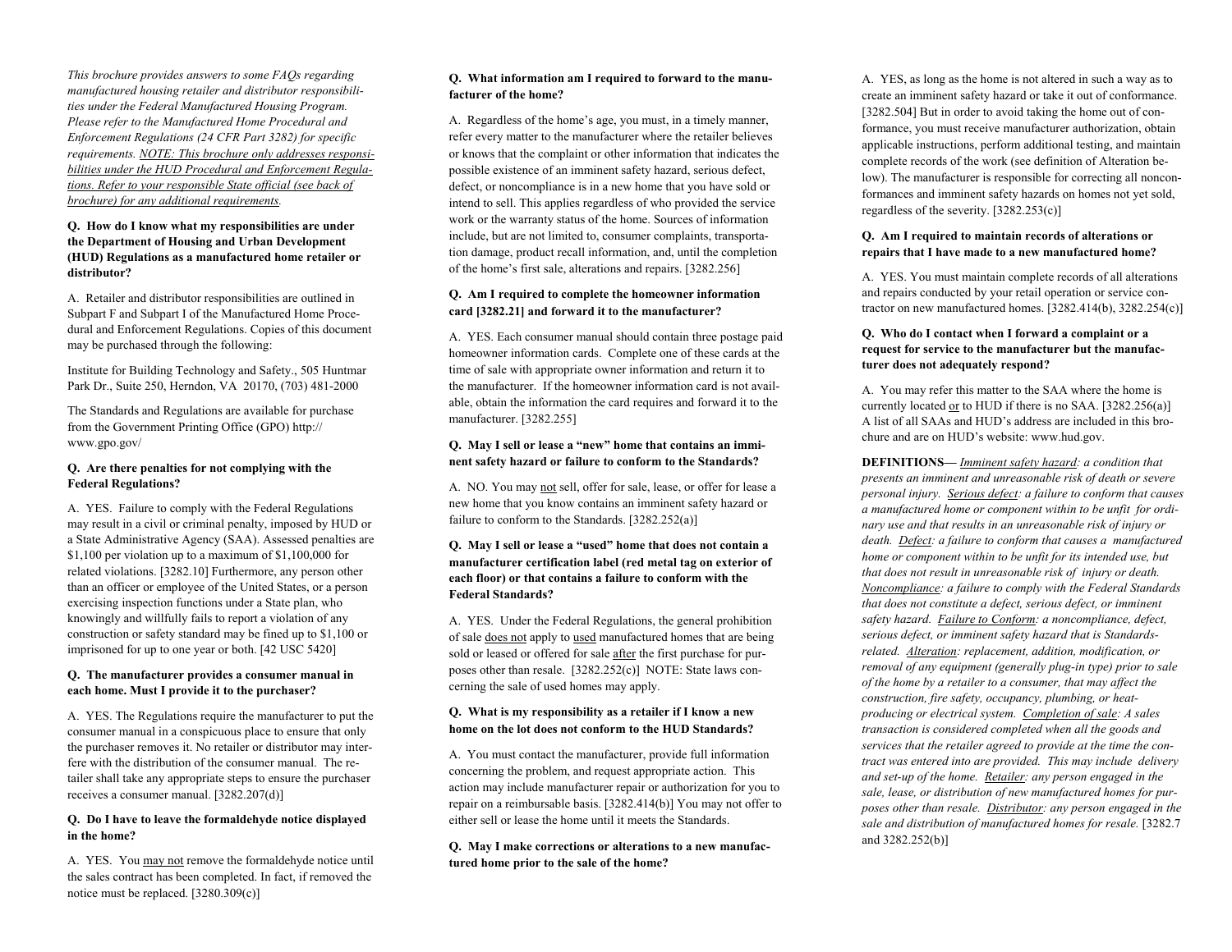*This brochure provides answers to some FAQs regarding manufactured housing retailer and distributor responsibilities under the Federal Manufactured Housing Program. Please refer to the Manufactured Home Procedural and Enforcement Regulations (24 CFR Part 3282) for specific requirements. NOTE: This brochure only addresses responsibilities under the HUD Procedural and Enforcement Regulations. Refer to your responsible State official (see back of brochure) for any additional requirements.*

**Q. How do I know what my responsibilities are under the Department of Housing and Urban Development (HUD) Regulations as a manufactured home retailer or distributor?**

A. Retailer and distributor responsibilities are outlined in Subpart F and Subpart I of the Manufactured Home Procedural and Enforcement Regulations. Copies of this document may be purchased through the following:

Institute for Building Technology and Safety., 505 Huntmar Park Dr., Suite 250, Herndon, VA 20170, (703) 481-2000

The Standards and Regulations are available for purchase from the Government Printing Office (GPO) http://www.gpo.gov/

**Q. Are there penalties for not complying with the Federal Regulations?**

A. YES. Failure to comply with the Federal Regulations may result in a civil or criminal penalty, imposed by HUD or a State Administrative Agency (SAA). Assessed penalties are $1,100 per violation up to a maximum of $1,100,000 for related violations. [3282.10] Furthermore, any person other than an officer or employee of the United States, or a person exercising inspection functions under a State plan, who knowingly and willfully fails to report a violation of any construction or safety standard may be fined up to $1,100 or imprisoned for up to one year or both. [42 USC 5420]

**Q. The manufacturer provides a consumer manual in each home. Must I provide it to the purchaser?**

A. YES. The Regulations require the manufacturer to put the consumer manual in a conspicuous place to ensure that only the purchaser removes it. No retailer or distributor may interfere with the distribution of the consumer manual. The retailer shall take any appropriate steps to ensure the purchaser receives a consumer manual. [3282.207(d)]

**Q. Do I have to leave the formaldehyde notice displayed in the home?**

A. YES. You may not remove the formaldehyde notice until the sales contract has been completed. In fact, if removed the notice must be replaced. [3280.309(c)]

**Q. What information am I required to forward to the manufacturer of the home?**

A. Regardless of the home's age, you must, in a timely manner, refer every matter to the manufacturer where the retailer believes or knows that the complaint or other information that indicates the possible existence of an imminent safety hazard, serious defect, defect, or noncompliance is in a new home that you have sold or intend to sell. This applies regardless of who provided the service work or the warranty status of the home. Sources of information include, but are not limited to, consumer complaints, transportation damage, product recall information, and, until the completion of the home's first sale, alterations and repairs. [3282.256]

**Q. Am I required to complete the homeowner information card [3282.21] and forward it to the manufacturer?**

A. YES. Each consumer manual should contain three postage paid homeowner information cards. Complete one of these cards at the time of sale with appropriate owner information and return it to the manufacturer. If the homeowner information card is not available, obtain the information the card requires and forward it to the manufacturer. [3282.255]

**Q. May I sell or lease a "new" home that contains an imminent safety hazard or failure to conform to the Standards?**

A. NO. You may not sell, offer for sale, lease, or offer for lease a new home that you know contains an imminent safety hazard or failure to conform to the Standards. [3282.252(a)]

**Q. May I sell or lease a "used" home that does not contain a manufacturer certification label (red metal tag on exterior of each floor) or that contains a failure to conform with the Federal Standards?**

A. YES. Under the Federal Regulations, the general prohibition of sale does not apply to used manufactured homes that are being sold or leased or offered for sale after the first purchase for purposes other than resale. [3282.252(c)] NOTE: State laws concerning the sale of used homes may apply.

**Q. What is my responsibility as a retailer if I know a new home on the lot does not conform to the HUD Standards?**

A. You must contact the manufacturer, provide full information concerning the problem, and request appropriate action. This action may include manufacturer repair or authorization for you to repair on a reimbursable basis. [3282.414(b)] You may not offer to either sell or lease the home until it meets the Standards.

**Q. May I make corrections or alterations to a new manufactured home prior to the sale of the home?**

A. YES, as long as the home is not altered in such a way as to create an imminent safety hazard or take it out of conformance. [3282.504] But in order to avoid taking the home out of conformance, you must receive manufacturer authorization, obtain applicable instructions, perform additional testing, and maintain complete records of the work (see definition of Alteration below). The manufacturer is responsible for correcting all nonconformances and imminent safety hazards on homes not yet sold, regardless of the severity. [3282.253(c)]

**Q. Am I required to maintain records of alterations or repairs that I have made to a new manufactured home?**

A. YES. You must maintain complete records of all alterations and repairs conducted by your retail operation or service contractor on new manufactured homes. [3282.414(b), 3282.254(c)]

**Q. Who do I contact when I forward a complaint or a request for service to the manufacturer but the manufacturer does not adequately respond?**

A. You may refer this matter to the SAA where the home is currently located or to HUD if there is no SAA. [3282.256(a)] A list of all SAAs and HUD's address are included in this brochure and are on HUD's website: www.hud.gov.

**DEFINITIONS—** *Imminent safety hazard: a condition that presents an imminent and unreasonable risk of death or severe personal injury. Serious defect: a failure to conform that causes a manufactured home or component within to be unfit for ordinary use and that results in an unreasonable risk of injury or death. Defect: a failure to conform that causes a manufactured home or component within to be unfit for its intended use, but that does not result in unreasonable risk of injury or death. Noncompliance: a failure to comply with the Federal Standards that does not constitute a defect, serious defect, or imminent safety hazard. Failure to Conform: a noncompliance, defect, serious defect, or imminent safety hazard that is Standards-related. Alteration: replacement, addition, modification, or removal of any equipment (generally plug-in type) prior to sale of the home by a retailer to a consumer, that may affect the construction, fire safety, occupancy, plumbing, or heat-producing or electrical system. Completion of sale: A sales transaction is considered completed when all the goods and services that the retailer agreed to provide at the time the contract was entered into are provided. This may include delivery and set-up of the home. Retailer: any person engaged in the sale, lease, or distribution of new manufactured homes for purposes other than resale. Distributor: any person engaged in the sale and distribution of manufactured homes for resale.* [3282.7 and 3282.252(b)]